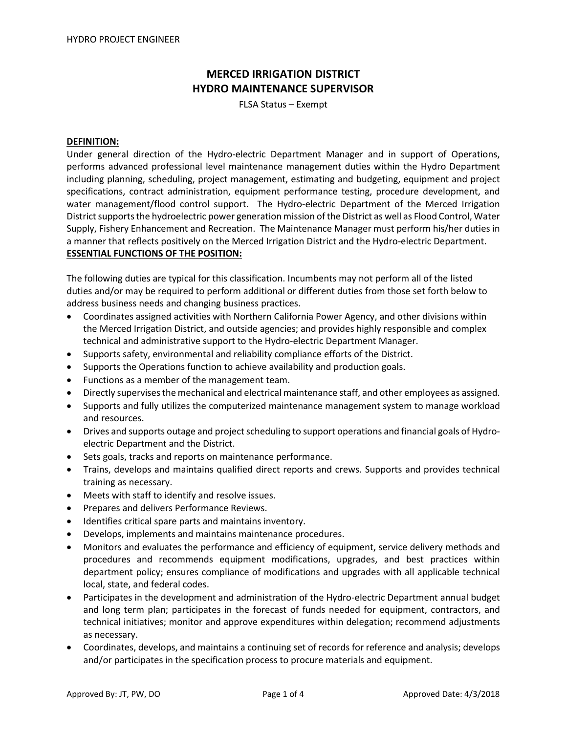# MERCED IRRIGATION DISTRICT
# HYDRO MAINTENANCE SUPERVISOR

FLSA Status – Exempt

**DEFINITION:**

Under general direction of the Hydro-electric Department Manager and in support of Operations, performs advanced professional level maintenance management duties within the Hydro Department including planning, scheduling, project management, estimating and budgeting, equipment and project specifications, contract administration, equipment performance testing, procedure development, and water management/flood control support. The Hydro-electric Department of the Merced Irrigation District supports the hydroelectric power generation mission of the District as well as Flood Control, Water Supply, Fishery Enhancement and Recreation. The Maintenance Manager must perform his/her duties in a manner that reflects positively on the Merced Irrigation District and the Hydro-electric Department.

**ESSENTIAL FUNCTIONS OF THE POSITION:**

The following duties are typical for this classification. Incumbents may not perform all of the listed duties and/or may be required to perform additional or different duties from those set forth below to address business needs and changing business practices.

- Coordinates assigned activities with Northern California Power Agency, and other divisions within the Merced Irrigation District, and outside agencies; and provides highly responsible and complex technical and administrative support to the Hydro-electric Department Manager.
- Supports safety, environmental and reliability compliance efforts of the District.
- Supports the Operations function to achieve availability and production goals.
- Functions as a member of the management team.
- Directly supervises the mechanical and electrical maintenance staff, and other employees as assigned.
- Supports and fully utilizes the computerized maintenance management system to manage workload and resources.
- Drives and supports outage and project scheduling to support operations and financial goals of Hydro-electric Department and the District.
- Sets goals, tracks and reports on maintenance performance.
- Trains, develops and maintains qualified direct reports and crews. Supports and provides technical training as necessary.
- Meets with staff to identify and resolve issues.
- Prepares and delivers Performance Reviews.
- Identifies critical spare parts and maintains inventory.
- Develops, implements and maintains maintenance procedures.
- Monitors and evaluates the performance and efficiency of equipment, service delivery methods and procedures and recommends equipment modifications, upgrades, and best practices within department policy; ensures compliance of modifications and upgrades with all applicable technical local, state, and federal codes.
- Participates in the development and administration of the Hydro-electric Department annual budget and long term plan; participates in the forecast of funds needed for equipment, contractors, and technical initiatives; monitor and approve expenditures within delegation; recommend adjustments as necessary.
- Coordinates, develops, and maintains a continuing set of records for reference and analysis; develops and/or participates in the specification process to procure materials and equipment.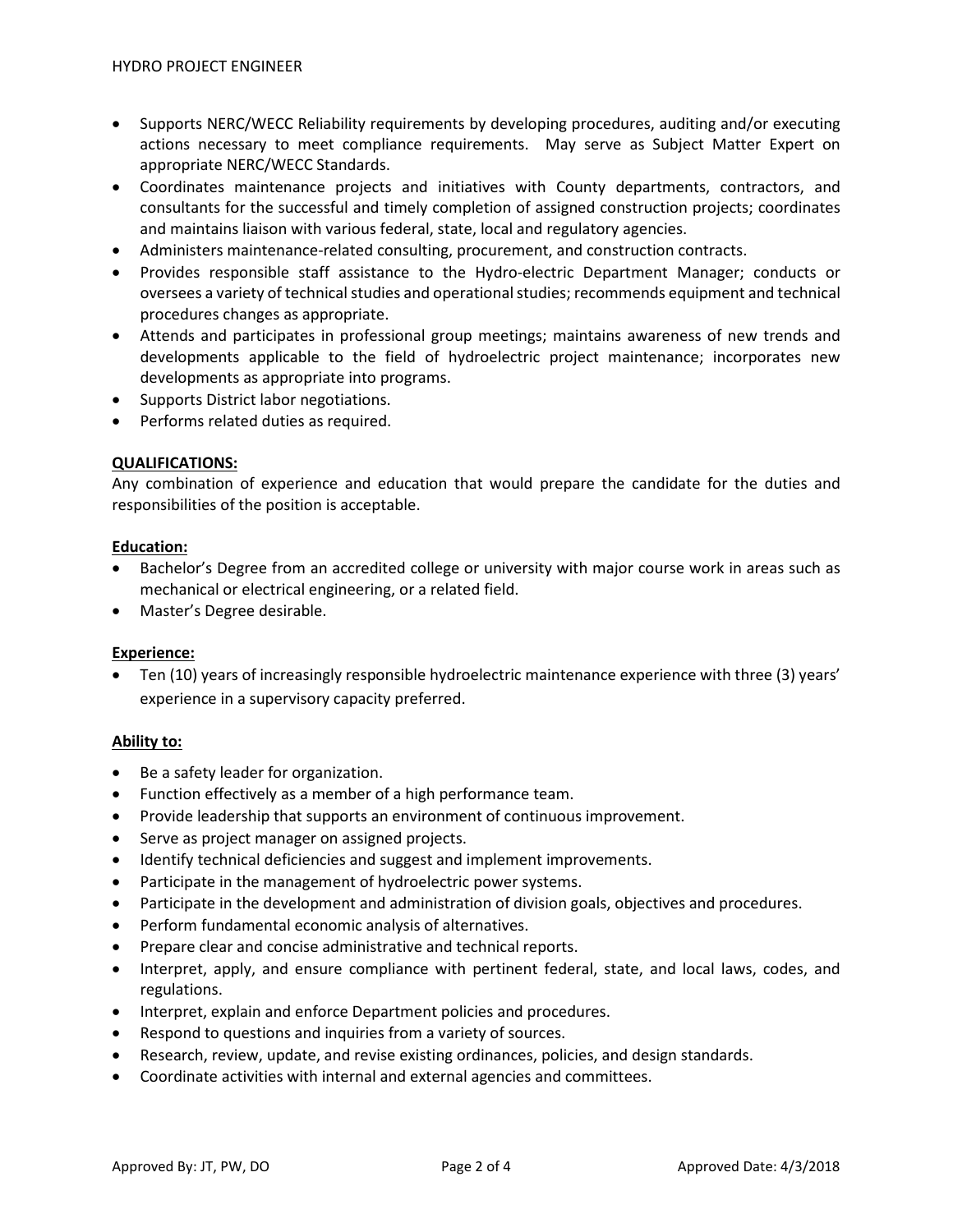- Supports NERC/WECC Reliability requirements by developing procedures, auditing and/or executing actions necessary to meet compliance requirements. May serve as Subject Matter Expert on appropriate NERC/WECC Standards.
- Coordinates maintenance projects and initiatives with County departments, contractors, and consultants for the successful and timely completion of assigned construction projects; coordinates and maintains liaison with various federal, state, local and regulatory agencies.
- Administers maintenance-related consulting, procurement, and construction contracts.
- Provides responsible staff assistance to the Hydro-electric Department Manager; conducts or oversees a variety of technical studies and operational studies; recommends equipment and technical procedures changes as appropriate.
- Attends and participates in professional group meetings; maintains awareness of new trends and developments applicable to the field of hydroelectric project maintenance; incorporates new developments as appropriate into programs.
- Supports District labor negotiations.
- Performs related duties as required.

## QUALIFICATIONS:

Any combination of experience and education that would prepare the candidate for the duties and responsibilities of the position is acceptable.

### Education:

- Bachelor's Degree from an accredited college or university with major course work in areas such as mechanical or electrical engineering, or a related field.
- Master's Degree desirable.

### Experience:

- Ten (10) years of increasingly responsible hydroelectric maintenance experience with three (3) years' experience in a supervisory capacity preferred.

### Ability to:

- Be a safety leader for organization.
- Function effectively as a member of a high performance team.
- Provide leadership that supports an environment of continuous improvement.
- Serve as project manager on assigned projects.
- Identify technical deficiencies and suggest and implement improvements.
- Participate in the management of hydroelectric power systems.
- Participate in the development and administration of division goals, objectives and procedures.
- Perform fundamental economic analysis of alternatives.
- Prepare clear and concise administrative and technical reports.
- Interpret, apply, and ensure compliance with pertinent federal, state, and local laws, codes, and regulations.
- Interpret, explain and enforce Department policies and procedures.
- Respond to questions and inquiries from a variety of sources.
- Research, review, update, and revise existing ordinances, policies, and design standards.
- Coordinate activities with internal and external agencies and committees.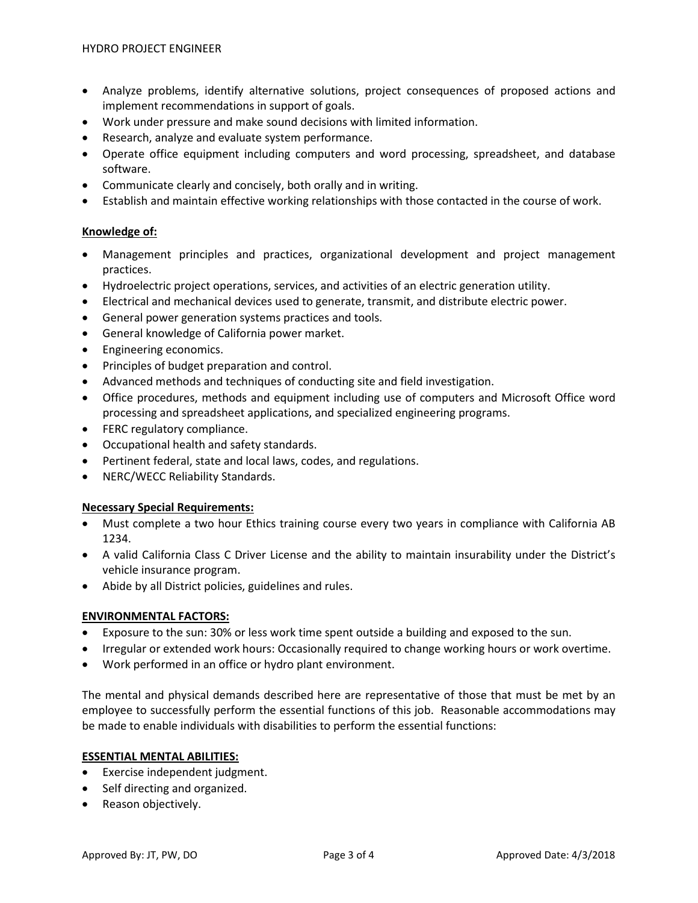- Analyze problems, identify alternative solutions, project consequences of proposed actions and implement recommendations in support of goals.
- Work under pressure and make sound decisions with limited information.
- Research, analyze and evaluate system performance.
- Operate office equipment including computers and word processing, spreadsheet, and database software.
- Communicate clearly and concisely, both orally and in writing.
- Establish and maintain effective working relationships with those contacted in the course of work.

**Knowledge of:**

- Management principles and practices, organizational development and project management practices.
- Hydroelectric project operations, services, and activities of an electric generation utility.
- Electrical and mechanical devices used to generate, transmit, and distribute electric power.
- General power generation systems practices and tools.
- General knowledge of California power market.
- Engineering economics.
- Principles of budget preparation and control.
- Advanced methods and techniques of conducting site and field investigation.
- Office procedures, methods and equipment including use of computers and Microsoft Office word processing and spreadsheet applications, and specialized engineering programs.
- FERC regulatory compliance.
- Occupational health and safety standards.
- Pertinent federal, state and local laws, codes, and regulations.
- NERC/WECC Reliability Standards.

**Necessary Special Requirements:**

- Must complete a two hour Ethics training course every two years in compliance with California AB 1234.
- A valid California Class C Driver License and the ability to maintain insurability under the District's vehicle insurance program.
- Abide by all District policies, guidelines and rules.

## ENVIRONMENTAL FACTORS:

- Exposure to the sun: 30% or less work time spent outside a building and exposed to the sun.
- Irregular or extended work hours: Occasionally required to change working hours or work overtime.
- Work performed in an office or hydro plant environment.

The mental and physical demands described here are representative of those that must be met by an employee to successfully perform the essential functions of this job. Reasonable accommodations may be made to enable individuals with disabilities to perform the essential functions:

## ESSENTIAL MENTAL ABILITIES:

- Exercise independent judgment.
- Self directing and organized.
- Reason objectively.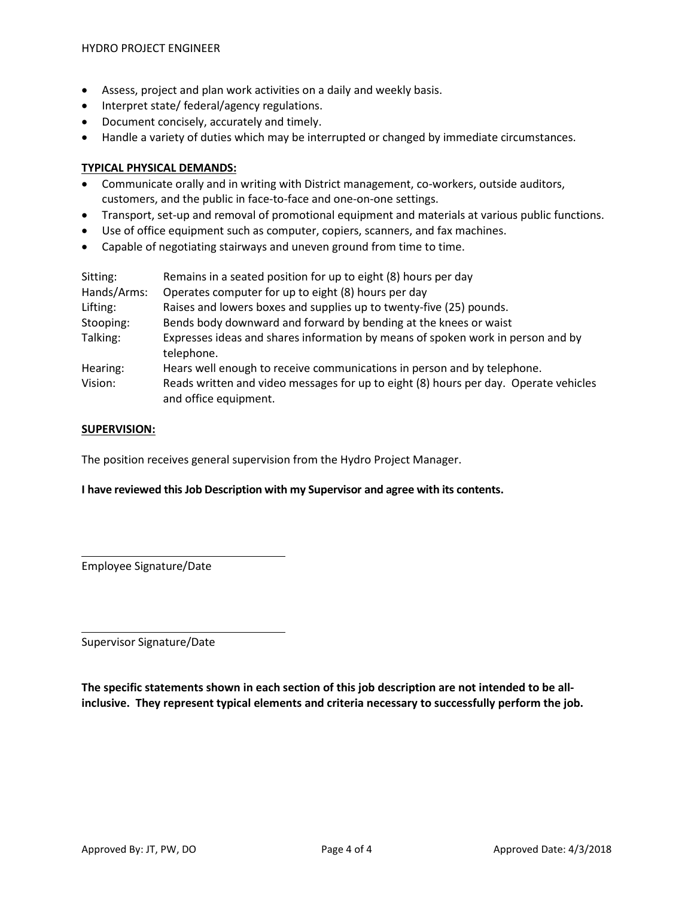- Assess, project and plan work activities on a daily and weekly basis.
- Interpret state/ federal/agency regulations.
- Document concisely, accurately and timely.
- Handle a variety of duties which may be interrupted or changed by immediate circumstances.

**TYPICAL PHYSICAL DEMANDS:**

- Communicate orally and in writing with District management, co-workers, outside auditors, customers, and the public in face-to-face and one-on-one settings.
- Transport, set-up and removal of promotional equipment and materials at various public functions.
- Use of office equipment such as computer, copiers, scanners, and fax machines.
- Capable of negotiating stairways and uneven ground from time to time.

| | |
|---|---|
| Sitting: | Remains in a seated position for up to eight (8) hours per day |
| Hands/Arms: | Operates computer for up to eight (8) hours per day |
| Lifting: | Raises and lowers boxes and supplies up to twenty-five (25) pounds. |
| Stooping: | Bends body downward and forward by bending at the knees or waist |
| Talking: | Expresses ideas and shares information by means of spoken work in person and by telephone. |
| Hearing: | Hears well enough to receive communications in person and by telephone. |
| Vision: | Reads written and video messages for up to eight (8) hours per day. Operate vehicles and office equipment. |

**SUPERVISION:**

The position receives general supervision from the Hydro Project Manager.

**I have reviewed this Job Description with my Supervisor and agree with its contents.**

\_\_\_\_\_\_\_\_\_\_\_\_\_\_\_\_\_\_\_\_\_\_\_\_\_\_\_\_\_\_\_\_

Employee Signature/Date

\_\_\_\_\_\_\_\_\_\_\_\_\_\_\_\_\_\_\_\_\_\_\_\_\_\_\_\_\_\_\_\_

Supervisor Signature/Date

**The specific statements shown in each section of this job description are not intended to be all-inclusive. They represent typical elements and criteria necessary to successfully perform the job.**

Approved By: JT, PW, DO

Approved Date: 4/3/2018